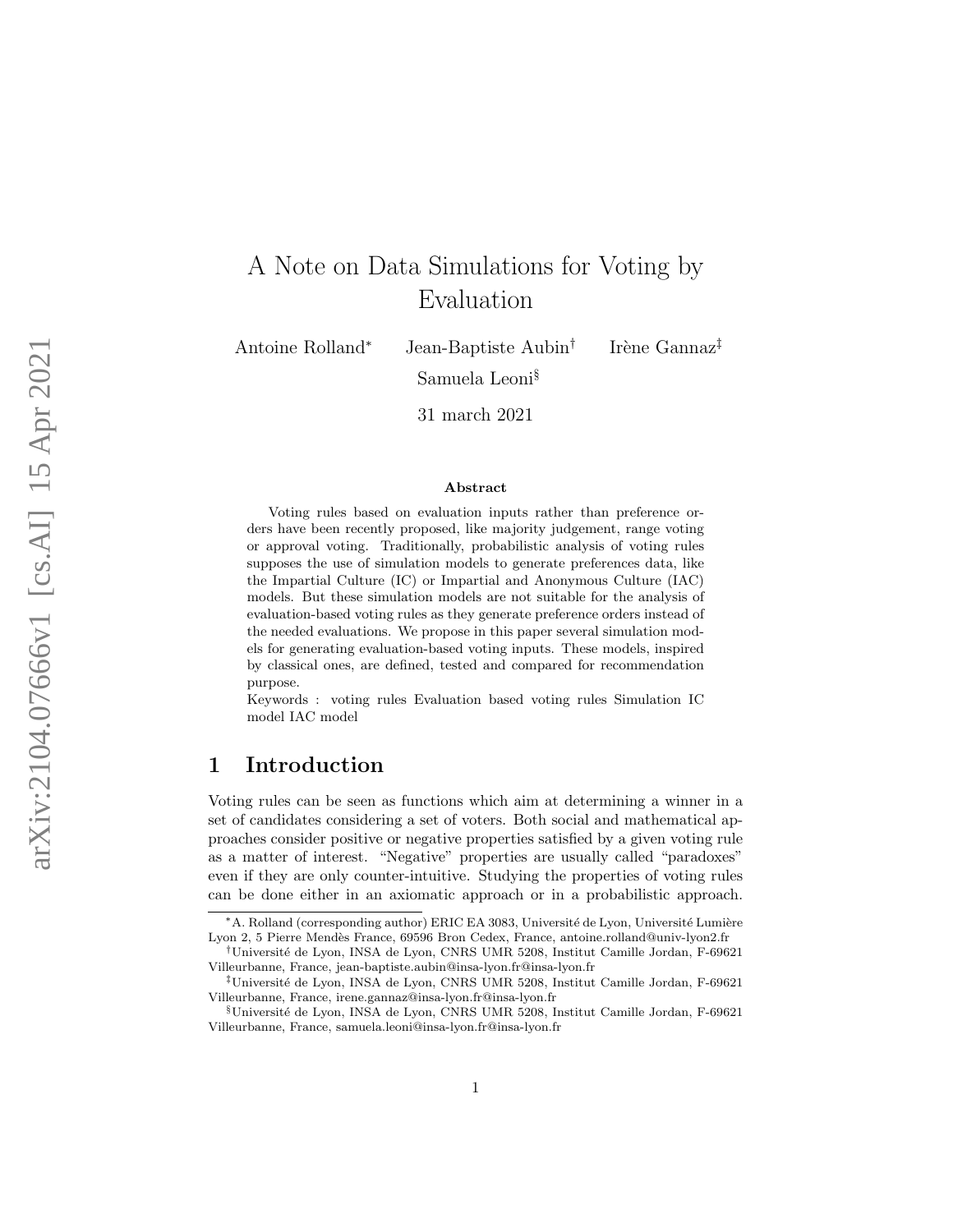# A Note on Data Simulations for Voting by Evaluation

Antoine Rolland[*] Jean-Baptiste Aubin[†] Irène Gannaz[‡]

Samuela Leoni[§]

31 march 2021

### Abstract

Voting rules based on evaluation inputs rather than preference orders have been recently proposed, like majority judgement, range voting or approval voting. Traditionally, probabilistic analysis of voting rules supposes the use of simulation models to generate preferences data, like the Impartial Culture (IC) or Impartial and Anonymous Culture (IAC) models. But these simulation models are not suitable for the analysis of evaluation-based voting rules as they generate preference orders instead of the needed evaluations. We propose in this paper several simulation models for generating evaluation-based voting inputs. These models, inspired by classical ones, are defined, tested and compared for recommendation purpose.

Keywords : voting rules Evaluation based voting rules Simulation IC model IAC model

## 1 Introduction

Voting rules can be seen as functions which aim at determining a winner in a set of candidates considering a set of voters. Both social and mathematical approaches consider positive or negative properties satisfied by a given voting rule as a matter of interest. "Negative" properties are usually called "paradoxes" even if they are only counter-intuitive. Studying the properties of voting rules can be done either in an axiomatic approach or in a probabilistic approach.

---

[*] A. Rolland (corresponding author) ERIC EA 3083, Université de Lyon, Université Lumière Lyon 2, 5 Pierre Mendès France, 69596 Bron Cedex, France, antoine.rolland@univ-lyon2.fr

[†] Université de Lyon, INSA de Lyon, CNRS UMR 5208, Institut Camille Jordan, F-69621 Villeurbanne, France, jean-baptiste.aubin.fr@insa-lyon.fr

[‡] Université de Lyon, INSA de Lyon, CNRS UMR 5208, Institut Camille Jordan, F-69621 Villeurbanne, France, irene.gannaz@insa-lyon.fr@insa-lyon.fr

[§] Université de Lyon, INSA de Lyon, CNRS UMR 5208, Institut Camille Jordan, F-69621 Villeurbanne, France, samuela.leoni@insa-lyon.fr@insa-lyon.fr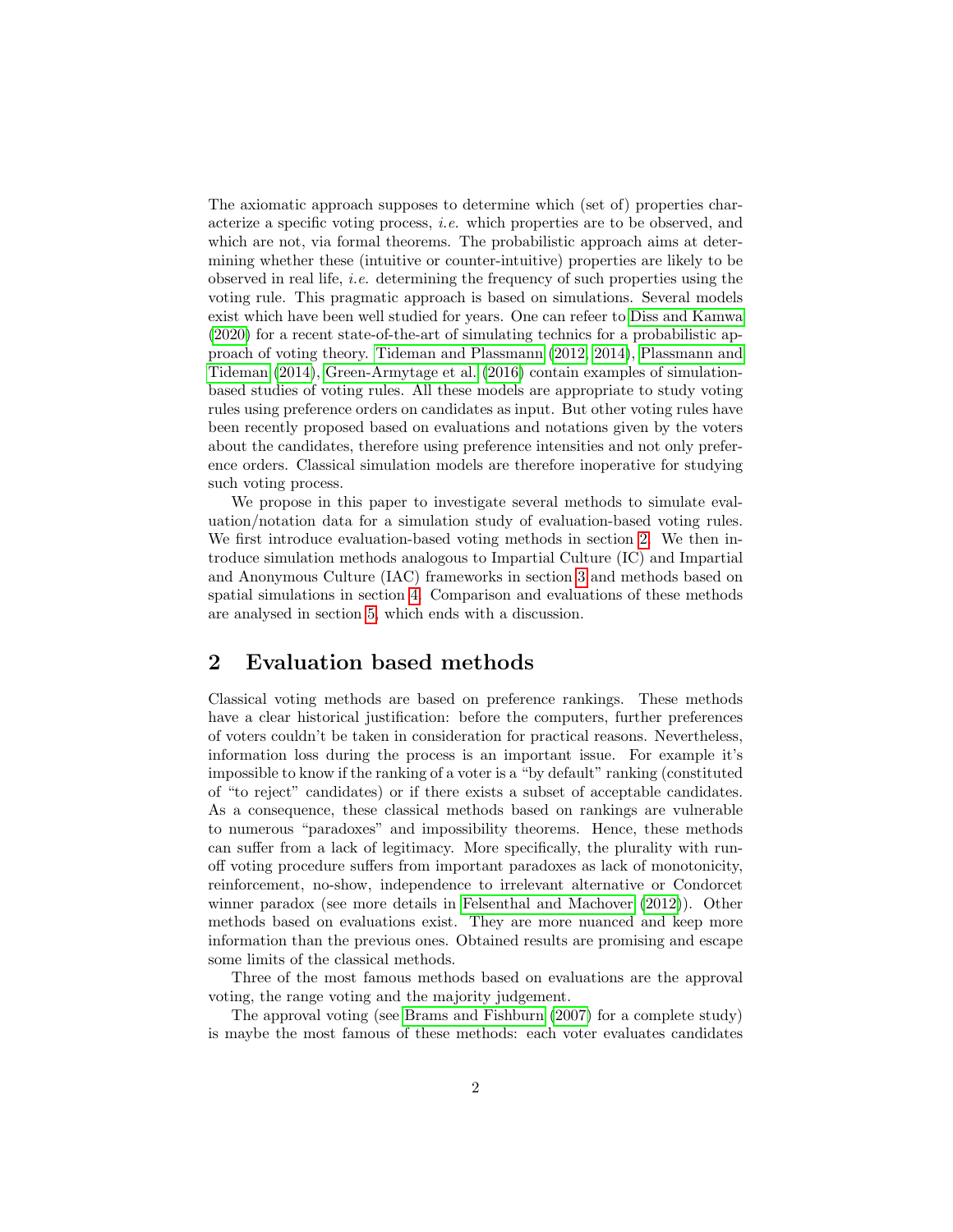The axiomatic approach supposes to determine which (set of) properties characterize a specific voting process, *i.e.* which properties are to be observed, and which are not, via formal theorems. The probabilistic approach aims at determining whether these (intuitive or counter-intuitive) properties are likely to be observed in real life, *i.e.* determining the frequency of such properties using the voting rule. This pragmatic approach is based on simulations. Several models exist which have been well studied for years. One can refeer to Diss and Kamwa (2020) for a recent state-of-the-art of simulating technics for a probabilistic approach of voting theory. Tideman and Plassmann (2012, 2014), Plassmann and Tideman (2014), Green-Armytage et al. (2016) contain examples of simulation-based studies of voting rules. All these models are appropriate to study voting rules using preference orders on candidates as input. But other voting rules have been recently proposed based on evaluations and notations given by the voters about the candidates, therefore using preference intensities and not only preference orders. Classical simulation models are therefore inoperative for studying such voting process.

We propose in this paper to investigate several methods to simulate evaluation/notation data for a simulation study of evaluation-based voting rules. We first introduce evaluation-based voting methods in section 2. We then introduce simulation methods analogous to Impartial Culture (IC) and Impartial and Anonymous Culture (IAC) frameworks in section 3 and methods based on spatial simulations in section 4. Comparison and evaluations of these methods are analysed in section 5, which ends with a discussion.

## 2 Evaluation based methods

Classical voting methods are based on preference rankings. These methods have a clear historical justification: before the computers, further preferences of voters couldn't be taken in consideration for practical reasons. Nevertheless, information loss during the process is an important issue. For example it's impossible to know if the ranking of a voter is a "by default" ranking (constituted of "to reject" candidates) or if there exists a subset of acceptable candidates. As a consequence, these classical methods based on rankings are vulnerable to numerous "paradoxes" and impossibility theorems. Hence, these methods can suffer from a lack of legitimacy. More specifically, the plurality with runoff voting procedure suffers from important paradoxes as lack of monotonicity, reinforcement, no-show, independence to irrelevant alternative or Condorcet winner paradox (see more details in Felsenthal and Machover (2012)). Other methods based on evaluations exist. They are more nuanced and keep more information than the previous ones. Obtained results are promising and escape some limits of the classical methods.

Three of the most famous methods based on evaluations are the approval voting, the range voting and the majority judgement.

The approval voting (see Brams and Fishburn (2007) for a complete study) is maybe the most famous of these methods: each voter evaluates candidates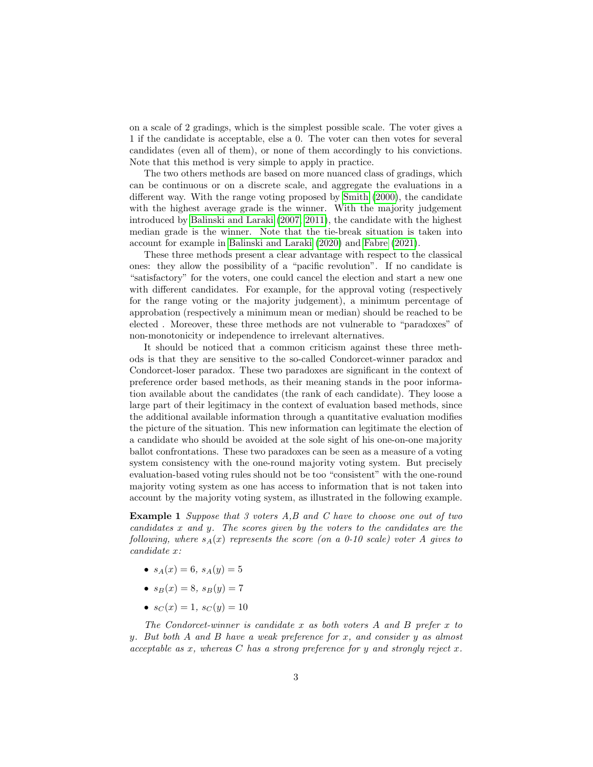on a scale of 2 gradings, which is the simplest possible scale. The voter gives a 1 if the candidate is acceptable, else a 0. The voter can then votes for several candidates (even all of them), or none of them accordingly to his convictions. Note that this method is very simple to apply in practice.

The two others methods are based on more nuanced class of gradings, which can be continuous or on a discrete scale, and aggregate the evaluations in a different way. With the range voting proposed by Smith (2000), the candidate with the highest average grade is the winner. With the majority judgement introduced by Balinski and Laraki (2007, 2011), the candidate with the highest median grade is the winner. Note that the tie-break situation is taken into account for example in Balinski and Laraki (2020) and Fabre (2021).

These three methods present a clear advantage with respect to the classical ones: they allow the possibility of a "pacific revolution". If no candidate is "satisfactory" for the voters, one could cancel the election and start a new one with different candidates. For example, for the approval voting (respectively for the range voting or the majority judgement), a minimum percentage of approbation (respectively a minimum mean or median) should be reached to be elected . Moreover, these three methods are not vulnerable to "paradoxes" of non-monotonicity or independence to irrelevant alternatives.

It should be noticed that a common criticism against these three methods is that they are sensitive to the so-called Condorcet-winner paradox and Condorcet-loser paradox. These two paradoxes are significant in the context of preference order based methods, as their meaning stands in the poor information available about the candidates (the rank of each candidate). They loose a large part of their legitimacy in the context of evaluation based methods, since the additional available information through a quantitative evaluation modifies the picture of the situation. This new information can legitimate the election of a candidate who should be avoided at the sole sight of his one-on-one majority ballot confrontations. These two paradoxes can be seen as a measure of a voting system consistency with the one-round majority voting system. But precisely evaluation-based voting rules should not be too "consistent" with the one-round majority voting system as one has access to information that is not taken into account by the majority voting system, as illustrated in the following example.

**Example 1** *Suppose that 3 voters A,B and C have to choose one out of two candidates x and y. The scores given by the voters to the candidates are the following, where $s_A(x)$ represents the score (on a 0-10 scale) voter A gives to candidate x:*

- $s_A(x) = 6$, $s_A(y) = 5$
- $s_B(x) = 8$, $s_B(y) = 7$
- $s_C(x) = 1$, $s_C(y) = 10$

*The Condorcet-winner is candidate x as both voters A and B prefer x to y. But both A and B have a weak preference for x, and consider y as almost acceptable as x, whereas C has a strong preference for y and strongly reject x.*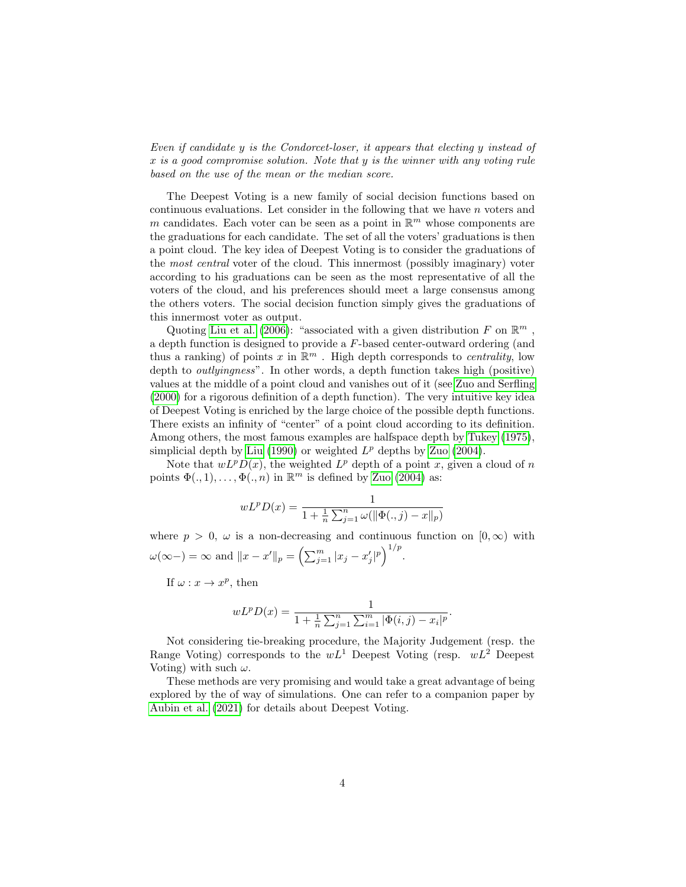*Even if candidate $y$ is the Condorcet-loser, it appears that electing $y$ instead of $x$ is a good compromise solution. Note that $y$ is the winner with any voting rule based on the use of the mean or the median score.*

The Deepest Voting is a new family of social decision functions based on continuous evaluations. Let consider in the following that we have $n$ voters and $m$ candidates. Each voter can be seen as a point in $\mathbb{R}^m$ whose components are the graduations for each candidate. The set of all the voters' graduations is then a point cloud. The key idea of Deepest Voting is to consider the graduations of the *most central* voter of the cloud. This innermost (possibly imaginary) voter according to his graduations can be seen as the most representative of all the voters of the cloud, and his preferences should meet a large consensus among the others voters. The social decision function simply gives the graduations of this innermost voter as output.

Quoting Liu et al. (2006): "associated with a given distribution $F$ on $\mathbb{R}^m$ , a depth function is designed to provide a $F$-based center-outward ordering (and thus a ranking) of points $x$ in $\mathbb{R}^m$ . High depth corresponds to *centrality*, low depth to *outlyingness*". In other words, a depth function takes high (positive) values at the middle of a point cloud and vanishes out of it (see Zuo and Serfling (2000) for a rigorous definition of a depth function). The very intuitive key idea of Deepest Voting is enriched by the large choice of the possible depth functions. There exists an infinity of "center" of a point cloud according to its definition. Among others, the most famous examples are halfspace depth by Tukey (1975), simplicial depth by Liu (1990) or weighted $L^p$ depths by Zuo (2004).

Note that $wL^pD(x)$, the weighted $L^p$ depth of a point $x$, given a cloud of $n$ points $\Phi(.,1),\ldots,\Phi(.,n)$ in $\mathbb{R}^m$ is defined by Zuo (2004) as:

$$wL^pD(x) = \frac{1}{1 + \frac{1}{n}\sum_{j=1}^{n}\omega(\|\Phi(.,j) - x\|_p)}$$

where $p > 0$, $\omega$ is a non-decreasing and continuous function on $[0,\infty)$ with $\omega(\infty-) = \infty$ and $\|x - x'\|_p = \left(\sum_{j=1}^{m}|x_j - x'_j|^p\right)^{1/p}$.

If $\omega : x \to x^p$, then

$$wL^pD(x) = \frac{1}{1 + \frac{1}{n}\sum_{j=1}^{n}\sum_{i=1}^{m}|\Phi(i,j) - x_i|^p}.$$

Not considering tie-breaking procedure, the Majority Judgement (resp. the Range Voting) corresponds to the $wL^1$ Deepest Voting (resp. $wL^2$ Deepest Voting) with such $\omega$.

These methods are very promising and would take a great advantage of being explored by the of way of simulations. One can refer to a companion paper by Aubin et al. (2021) for details about Deepest Voting.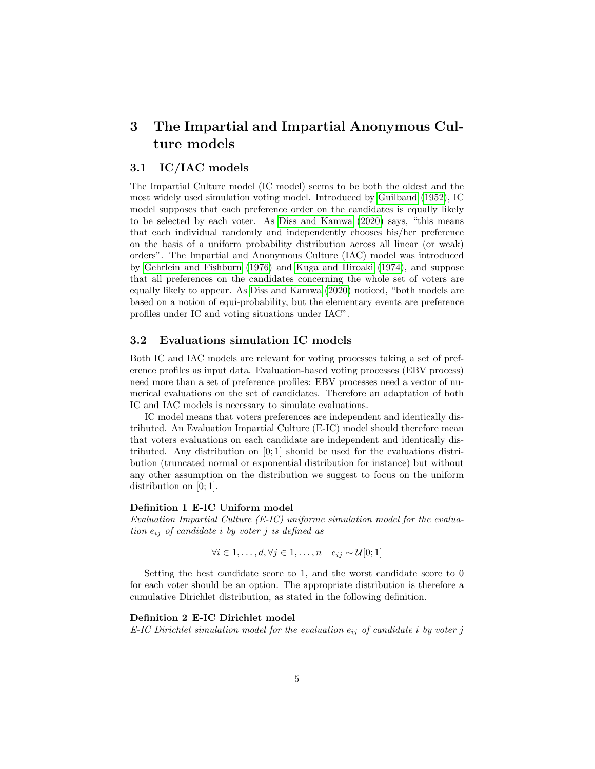# 3 The Impartial and Impartial Anonymous Culture models

## 3.1 IC/IAC models

The Impartial Culture model (IC model) seems to be both the oldest and the most widely used simulation voting model. Introduced by Guilbaud (1952), IC model supposes that each preference order on the candidates is equally likely to be selected by each voter. As Diss and Kamwa (2020) says, "this means that each individual randomly and independently chooses his/her preference on the basis of a uniform probability distribution across all linear (or weak) orders". The Impartial and Anonymous Culture (IAC) model was introduced by Gehrlein and Fishburn (1976) and Kuga and Hiroaki (1974), and suppose that all preferences on the candidates concerning the whole set of voters are equally likely to appear. As Diss and Kamwa (2020) noticed, "both models are based on a notion of equi-probability, but the elementary events are preference profiles under IC and voting situations under IAC".

## 3.2 Evaluations simulation IC models

Both IC and IAC models are relevant for voting processes taking a set of preference profiles as input data. Evaluation-based voting processes (EBV process) need more than a set of preference profiles: EBV processes need a vector of numerical evaluations on the set of candidates. Therefore an adaptation of both IC and IAC models is necessary to simulate evaluations.

IC model means that voters preferences are independent and identically distributed. An Evaluation Impartial Culture (E-IC) model should therefore mean that voters evaluations on each candidate are independent and identically distributed. Any distribution on $[0;1]$ should be used for the evaluations distribution (truncated normal or exponential distribution for instance) but without any other assumption on the distribution we suggest to focus on the uniform distribution on $[0;1]$.

**Definition 1 E-IC Uniform model**
*Evaluation Impartial Culture (E-IC) uniforme simulation model for the evaluation $e_{ij}$ of candidate $i$ by voter $j$ is defined as*

$$\forall i \in 1, \ldots, d, \forall j \in 1, \ldots, n \quad e_{ij} \sim \mathcal{U}[0;1]$$

Setting the best candidate score to 1, and the worst candidate score to 0 for each voter should be an option. The appropriate distribution is therefore a cumulative Dirichlet distribution, as stated in the following definition.

**Definition 2 E-IC Dirichlet model**
*E-IC Dirichlet simulation model for the evaluation $e_{ij}$ of candidate $i$ by voter $j$*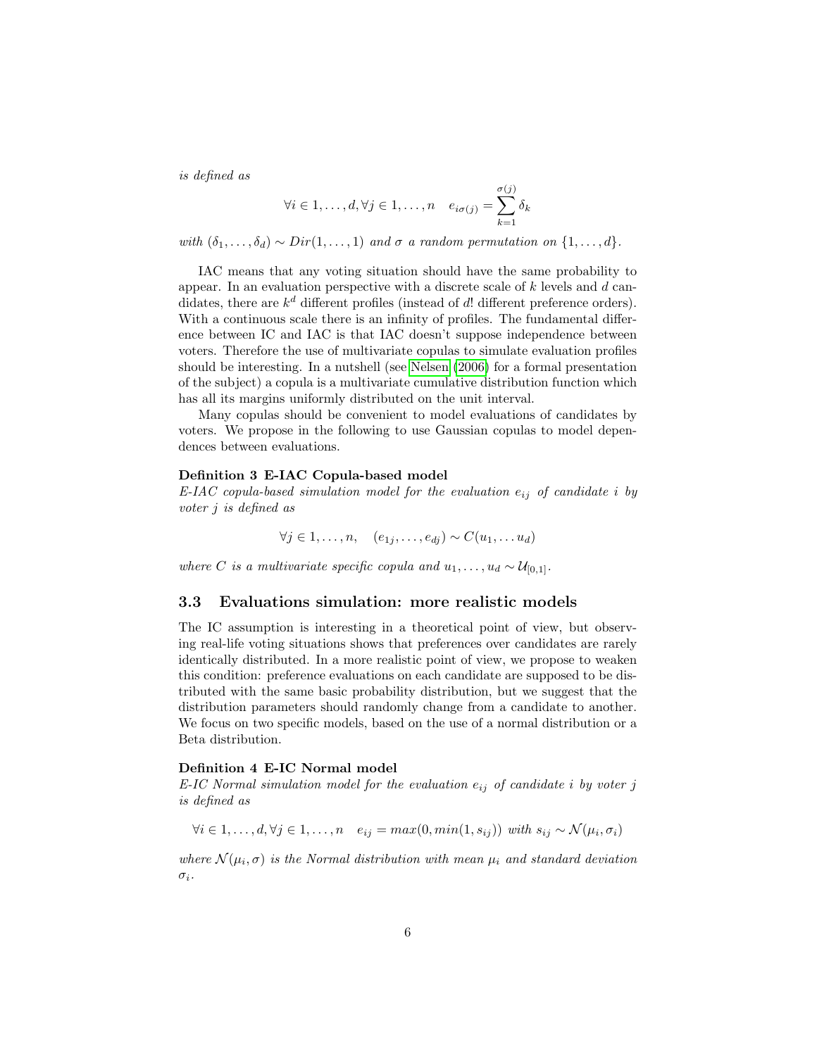*is defined as*

$$\forall i \in 1,\ldots,d, \forall j \in 1,\ldots,n \quad e_{i\sigma(j)} = \sum_{k=1}^{\sigma(j)} \delta_k$$

*with* $(\delta_1,\ldots,\delta_d) \sim Dir(1,\ldots,1)$ *and* $\sigma$ *a random permutation on* $\{1,\ldots,d\}$.

IAC means that any voting situation should have the same probability to appear. In an evaluation perspective with a discrete scale of $k$ levels and $d$ candidates, there are $k^d$ different profiles (instead of $d!$ different preference orders). With a continuous scale there is an infinity of profiles. The fundamental difference between IC and IAC is that IAC doesn't suppose independence between voters. Therefore the use of multivariate copulas to simulate evaluation profiles should be interesting. In a nutshell (see Nelsen (2006) for a formal presentation of the subject) a copula is a multivariate cumulative distribution function which has all its margins uniformly distributed on the unit interval.

Many copulas should be convenient to model evaluations of candidates by voters. We propose in the following to use Gaussian copulas to model dependences between evaluations.

**Definition 3 E-IAC Copula-based model**
*E-IAC copula-based simulation model for the evaluation* $e_{ij}$ *of candidate* $i$ *by voter* $j$ *is defined as*

$$\forall j \in 1,\ldots,n, \quad (e_{1j},\ldots,e_{dj}) \sim C(u_1,\ldots u_d)$$

*where* $C$ *is a multivariate specific copula and* $u_1,\ldots,u_d \sim \mathcal{U}_{[0,1]}$.

### 3.3 Evaluations simulation: more realistic models

The IC assumption is interesting in a theoretical point of view, but observing real-life voting situations shows that preferences over candidates are rarely identically distributed. In a more realistic point of view, we propose to weaken this condition: preference evaluations on each candidate are supposed to be distributed with the same basic probability distribution, but we suggest that the distribution parameters should randomly change from a candidate to another. We focus on two specific models, based on the use of a normal distribution or a Beta distribution.

**Definition 4 E-IC Normal model**
*E-IC Normal simulation model for the evaluation* $e_{ij}$ *of candidate* $i$ *by voter* $j$ *is defined as*

$$\forall i \in 1,\ldots,d, \forall j \in 1,\ldots,n \quad e_{ij} = max(0, min(1, s_{ij})) \text{ with } s_{ij} \sim \mathcal{N}(\mu_i, \sigma_i)$$

*where* $\mathcal{N}(\mu_i, \sigma)$ *is the Normal distribution with mean* $\mu_i$ *and standard deviation* $\sigma_i$.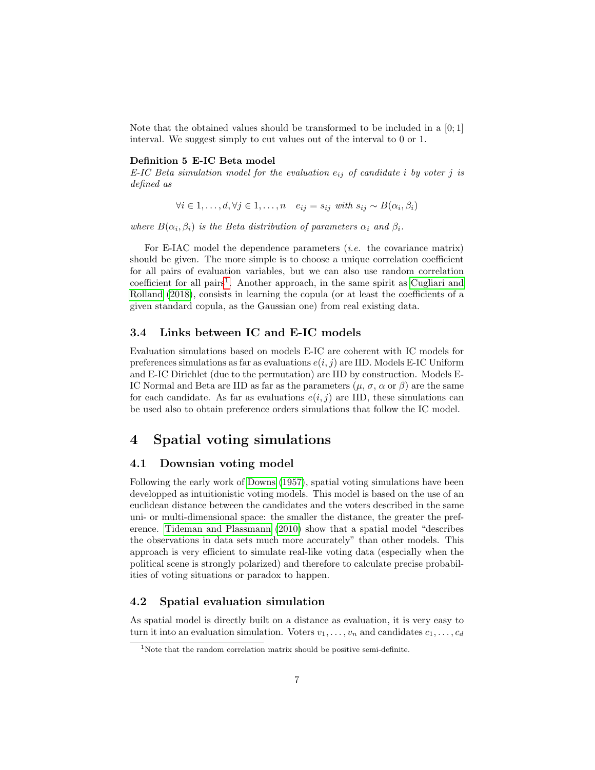Note that the obtained values should be transformed to be included in a $[0;1]$ interval. We suggest simply to cut values out of the interval to 0 or 1.

**Definition 5 E-IC Beta model**
*E-IC Beta simulation model for the evaluation $e_{ij}$ of candidate $i$ by voter $j$ is defined as*

$$\forall i \in 1,\ldots,d, \forall j \in 1,\ldots,n \quad e_{ij} = s_{ij} \text{ with } s_{ij} \sim B(\alpha_i, \beta_i)$$

*where $B(\alpha_i, \beta_i)$ is the Beta distribution of parameters $\alpha_i$ and $\beta_i$.*

For E-IAC model the dependence parameters (*i.e.* the covariance matrix) should be given. The more simple is to choose a unique correlation coefficient for all pairs of evaluation variables, but we can also use random correlation coefficient for all pairs[1]. Another approach, in the same spirit as Cugliari and Rolland (2018), consists in learning the copula (or at least the coefficients of a given standard copula, as the Gaussian one) from real existing data.

### 3.4 Links between IC and E-IC models

Evaluation simulations based on models E-IC are coherent with IC models for preferences simulations as far as evaluations $e(i,j)$ are IID. Models E-IC Uniform and E-IC Dirichlet (due to the permutation) are IID by construction. Models E-IC Normal and Beta are IID as far as the parameters ($\mu$, $\sigma$, $\alpha$ or $\beta$) are the same for each candidate. As far as evaluations $e(i,j)$ are IID, these simulations can be used also to obtain preference orders simulations that follow the IC model.

## 4 Spatial voting simulations

### 4.1 Downsian voting model

Following the early work of Downs (1957), spatial voting simulations have been developped as intuitionistic voting models. This model is based on the use of an euclidean distance between the candidates and the voters described in the same uni- or multi-dimensional space: the smaller the distance, the greater the preference. Tideman and Plassmann (2010) show that a spatial model "describes the observations in data sets much more accurately" than other models. This approach is very efficient to simulate real-like voting data (especially when the political scene is strongly polarized) and therefore to calculate precise probabilities of voting situations or paradox to happen.

### 4.2 Spatial evaluation simulation

As spatial model is directly built on a distance as evaluation, it is very easy to turn it into an evaluation simulation. Voters $v_1,\ldots,v_n$ and candidates $c_1,\ldots,c_d$

[1] Note that the random correlation matrix should be positive semi-definite.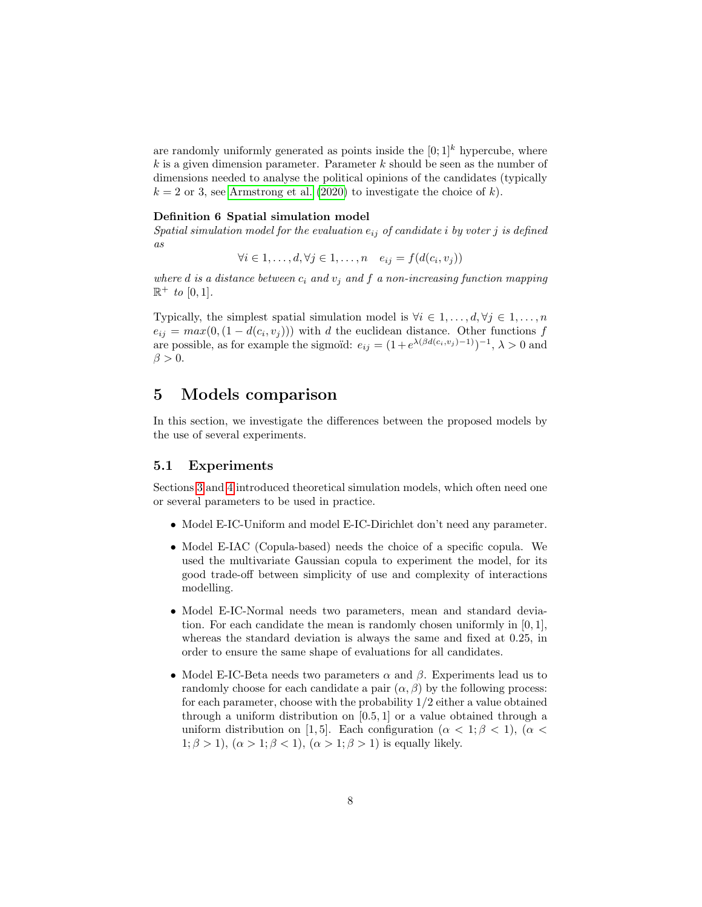are randomly uniformly generated as points inside the $[0;1]^k$ hypercube, where $k$ is a given dimension parameter. Parameter $k$ should be seen as the number of dimensions needed to analyse the political opinions of the candidates (typically $k = 2$ or 3, see Armstrong et al. (2020) to investigate the choice of $k$).

**Definition 6 Spatial simulation model**
*Spatial simulation model for the evaluation $e_{ij}$ of candidate $i$ by voter $j$ is defined as*

$$\forall i \in 1, \ldots, d, \forall j \in 1, \ldots, n \quad e_{ij} = f(d(c_i, v_j))$$

*where $d$ is a distance between $c_i$ and $v_j$ and $f$ a non-increasing function mapping $\mathbb{R}^+$ to $[0,1]$.*

Typically, the simplest spatial simulation model is $\forall i \in 1, \ldots, d, \forall j \in 1, \ldots, n$ $e_{ij} = max(0, (1 - d(c_i, v_j)))$ with $d$ the euclidean distance. Other functions $f$ are possible, as for example the sigmoïd: $e_{ij} = (1 + e^{\lambda(\beta d(c_i, v_j) - 1)})^{-1}$, $\lambda > 0$ and $\beta > 0$.

# 5 Models comparison

In this section, we investigate the differences between the proposed models by the use of several experiments.

## 5.1 Experiments

Sections 3 and 4 introduced theoretical simulation models, which often need one or several parameters to be used in practice.

- Model E-IC-Uniform and model E-IC-Dirichlet don't need any parameter.
- Model E-IAC (Copula-based) needs the choice of a specific copula. We used the multivariate Gaussian copula to experiment the model, for its good trade-off between simplicity of use and complexity of interactions modelling.
- Model E-IC-Normal needs two parameters, mean and standard deviation. For each candidate the mean is randomly chosen uniformly in $[0,1]$, whereas the standard deviation is always the same and fixed at 0.25, in order to ensure the same shape of evaluations for all candidates.
- Model E-IC-Beta needs two parameters $\alpha$ and $\beta$. Experiments lead us to randomly choose for each candidate a pair $(\alpha, \beta)$ by the following process: for each parameter, choose with the probability $1/2$ either a value obtained through a uniform distribution on $[0.5, 1]$ or a value obtained through a uniform distribution on $[1, 5]$. Each configuration $(\alpha < 1; \beta < 1)$, $(\alpha < 1; \beta > 1)$, $(\alpha > 1; \beta < 1)$, $(\alpha > 1; \beta > 1)$ is equally likely.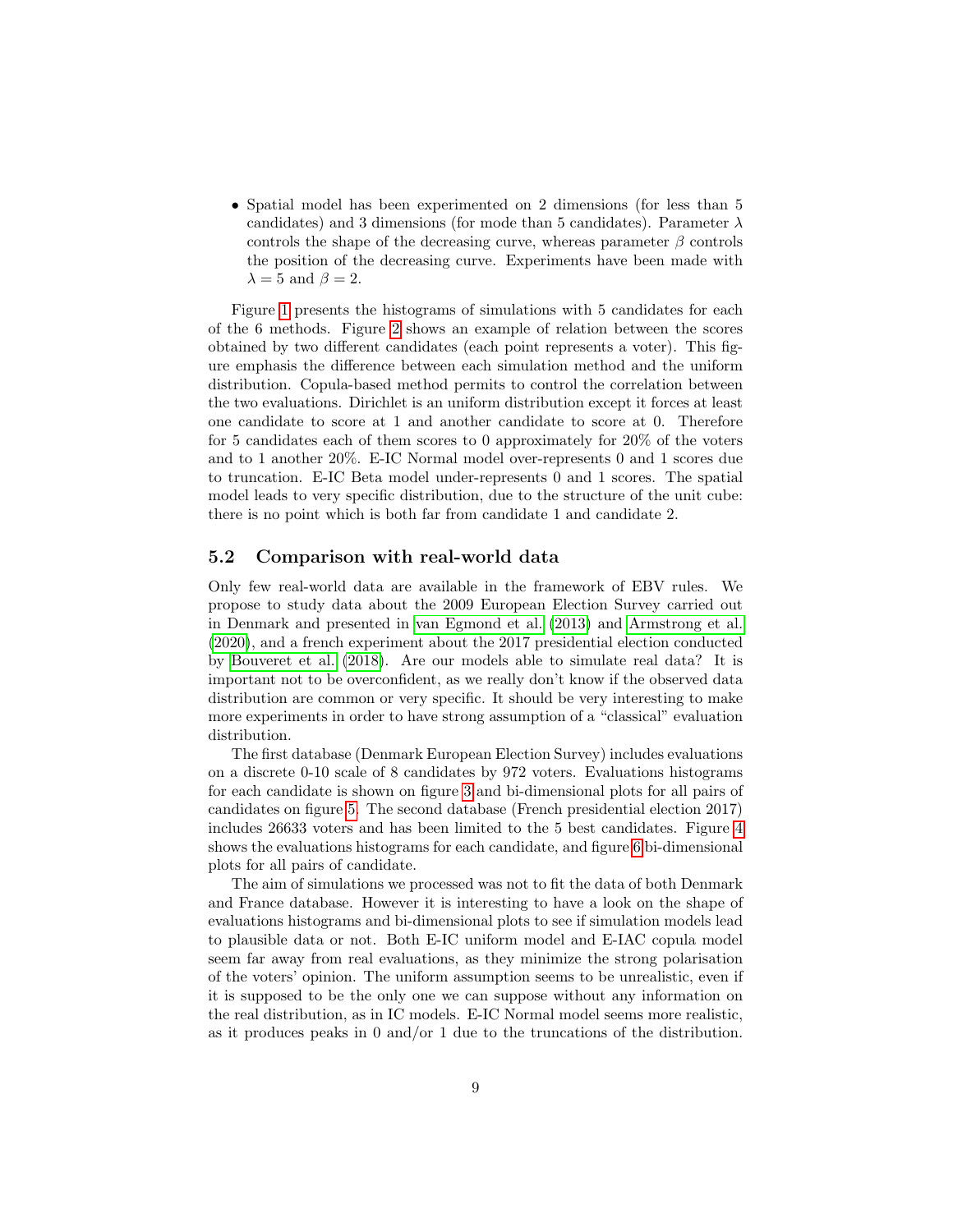- Spatial model has been experimented on 2 dimensions (for less than 5 candidates) and 3 dimensions (for mode than 5 candidates). Parameter $\lambda$ controls the shape of the decreasing curve, whereas parameter $\beta$ controls the position of the decreasing curve. Experiments have been made with $\lambda = 5$ and $\beta = 2$.

Figure 1 presents the histograms of simulations with 5 candidates for each of the 6 methods. Figure 2 shows an example of relation between the scores obtained by two different candidates (each point represents a voter). This figure emphasis the difference between each simulation method and the uniform distribution. Copula-based method permits to control the correlation between the two evaluations. Dirichlet is an uniform distribution except it forces at least one candidate to score at 1 and another candidate to score at 0. Therefore for 5 candidates each of them scores to 0 approximately for 20% of the voters and to 1 another 20%. E-IC Normal model over-represents 0 and 1 scores due to truncation. E-IC Beta model under-represents 0 and 1 scores. The spatial model leads to very specific distribution, due to the structure of the unit cube: there is no point which is both far from candidate 1 and candidate 2.

### 5.2 Comparison with real-world data

Only few real-world data are available in the framework of EBV rules. We propose to study data about the 2009 European Election Survey carried out in Denmark and presented in van Egmond et al. (2013) and Armstrong et al. (2020), and a french experiment about the 2017 presidential election conducted by Bouveret et al. (2018). Are our models able to simulate real data? It is important not to be overconfident, as we really don't know if the observed data distribution are common or very specific. It should be very interesting to make more experiments in order to have strong assumption of a "classical" evaluation distribution.

The first database (Denmark European Election Survey) includes evaluations on a discrete 0-10 scale of 8 candidates by 972 voters. Evaluations histograms for each candidate is shown on figure 3 and bi-dimensional plots for all pairs of candidates on figure 5. The second database (French presidential election 2017) includes 26633 voters and has been limited to the 5 best candidates. Figure 4 shows the evaluations histograms for each candidate, and figure 6 bi-dimensional plots for all pairs of candidate.

The aim of simulations we processed was not to fit the data of both Denmark and France database. However it is interesting to have a look on the shape of evaluations histograms and bi-dimensional plots to see if simulation models lead to plausible data or not. Both E-IC uniform model and E-IAC copula model seem far away from real evaluations, as they minimize the strong polarisation of the voters' opinion. The uniform assumption seems to be unrealistic, even if it is supposed to be the only one we can suppose without any information on the real distribution, as in IC models. E-IC Normal model seems more realistic, as it produces peaks in 0 and/or 1 due to the truncations of the distribution.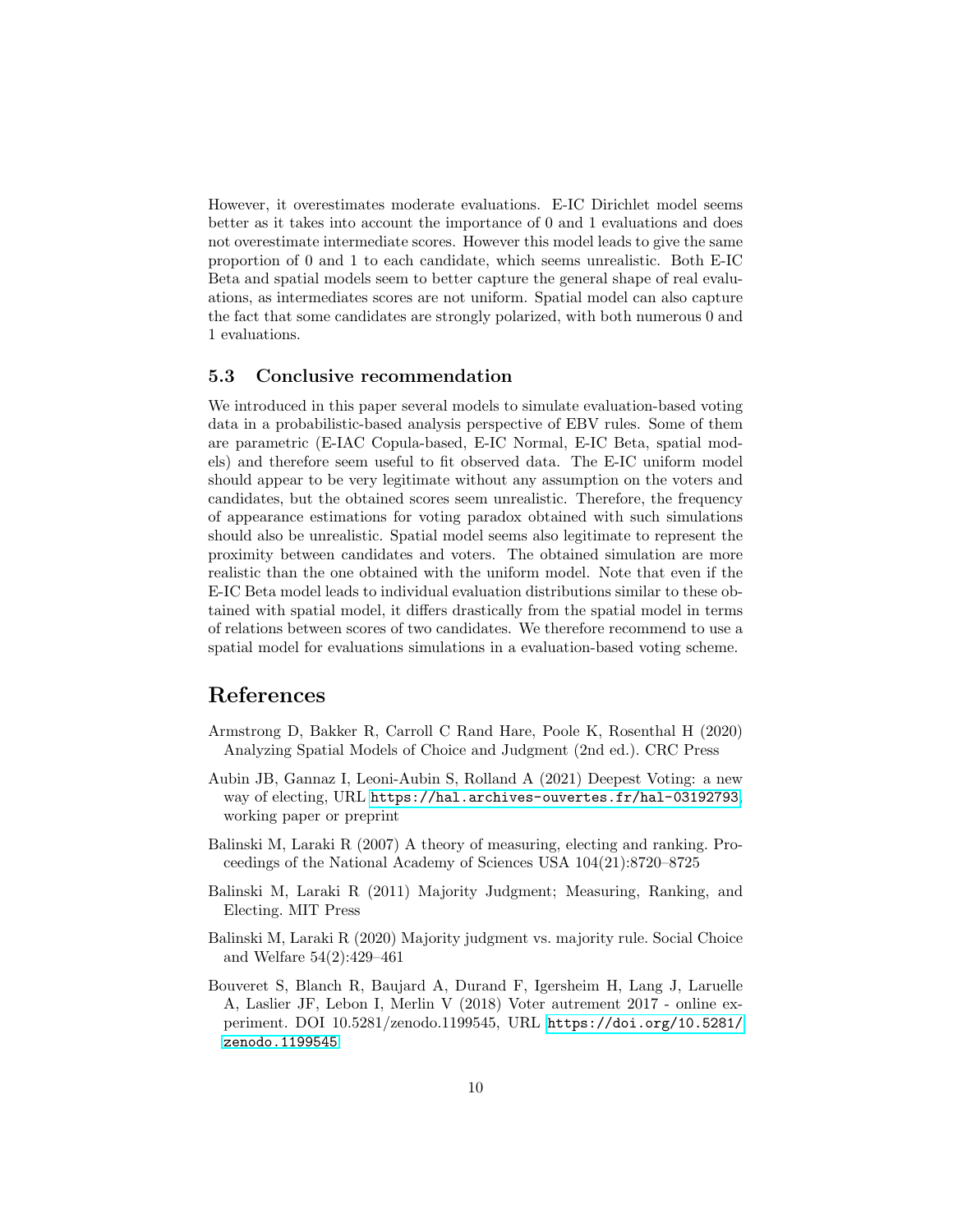However, it overestimates moderate evaluations. E-IC Dirichlet model seems better as it takes into account the importance of 0 and 1 evaluations and does not overestimate intermediate scores. However this model leads to give the same proportion of 0 and 1 to each candidate, which seems unrealistic. Both E-IC Beta and spatial models seem to better capture the general shape of real evaluations, as intermediates scores are not uniform. Spatial model can also capture the fact that some candidates are strongly polarized, with both numerous 0 and 1 evaluations.

### 5.3 Conclusive recommendation

We introduced in this paper several models to simulate evaluation-based voting data in a probabilistic-based analysis perspective of EBV rules. Some of them are parametric (E-IAC Copula-based, E-IC Normal, E-IC Beta, spatial models) and therefore seem useful to fit observed data. The E-IC uniform model should appear to be very legitimate without any assumption on the voters and candidates, but the obtained scores seem unrealistic. Therefore, the frequency of appearance estimations for voting paradox obtained with such simulations should also be unrealistic. Spatial model seems also legitimate to represent the proximity between candidates and voters. The obtained simulation are more realistic than the one obtained with the uniform model. Note that even if the E-IC Beta model leads to individual evaluation distributions similar to these obtained with spatial model, it differs drastically from the spatial model in terms of relations between scores of two candidates. We therefore recommend to use a spatial model for evaluations simulations in a evaluation-based voting scheme.

## References

Armstrong D, Bakker R, Carroll C Rand Hare, Poole K, Rosenthal H (2020) Analyzing Spatial Models of Choice and Judgment (2nd ed.). CRC Press

Aubin JB, Gannaz I, Leoni-Aubin S, Rolland A (2021) Deepest Voting: a new way of electing, URL https://hal.archives-ouvertes.fr/hal-03192793, working paper or preprint

Balinski M, Laraki R (2007) A theory of measuring, electing and ranking. Proceedings of the National Academy of Sciences USA 104(21):8720–8725

Balinski M, Laraki R (2011) Majority Judgment; Measuring, Ranking, and Electing. MIT Press

Balinski M, Laraki R (2020) Majority judgment vs. majority rule. Social Choice and Welfare 54(2):429–461

Bouveret S, Blanch R, Baujard A, Durand F, Igersheim H, Lang J, Laruelle A, Laslier JF, Lebon I, Merlin V (2018) Voter autrement 2017 - online experiment. DOI 10.5281/zenodo.1199545, URL https://doi.org/10.5281/zenodo.1199545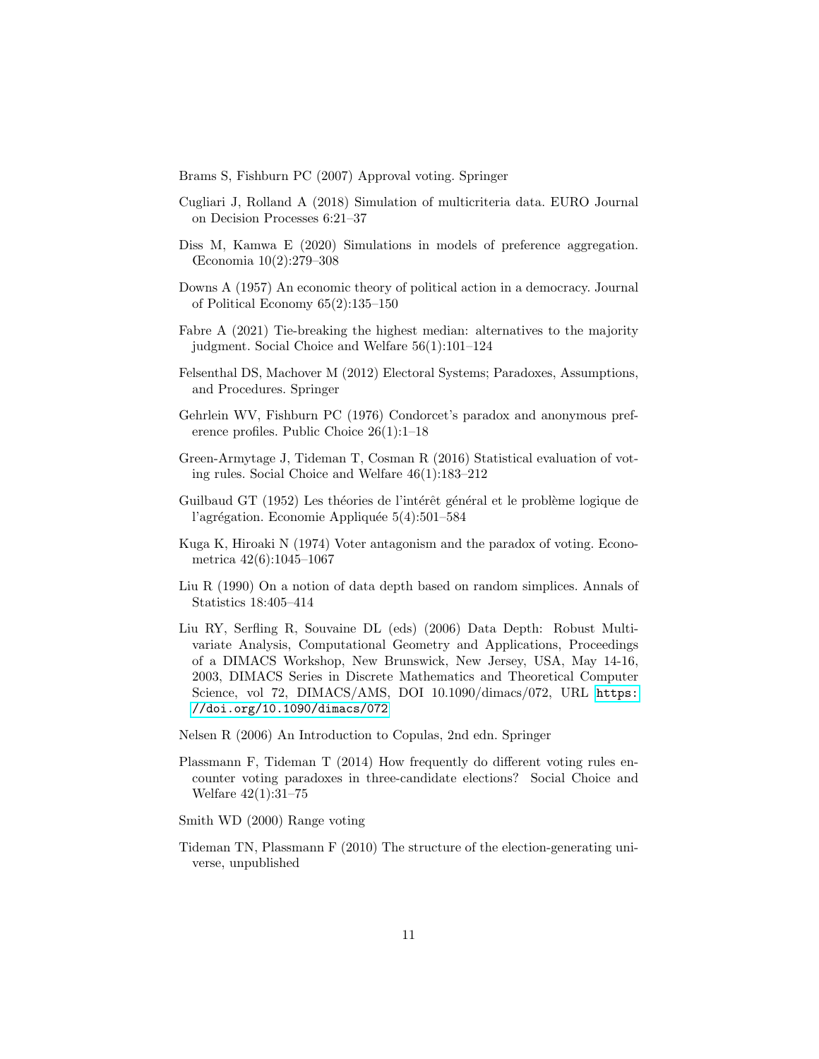Brams S, Fishburn PC (2007) Approval voting. Springer

Cugliari J, Rolland A (2018) Simulation of multicriteria data. EURO Journal on Decision Processes 6:21–37

Diss M, Kamwa E (2020) Simulations in models of preference aggregation. Œconomia 10(2):279–308

Downs A (1957) An economic theory of political action in a democracy. Journal of Political Economy 65(2):135–150

Fabre A (2021) Tie-breaking the highest median: alternatives to the majority judgment. Social Choice and Welfare 56(1):101–124

Felsenthal DS, Machover M (2012) Electoral Systems; Paradoxes, Assumptions, and Procedures. Springer

Gehrlein WV, Fishburn PC (1976) Condorcet's paradox and anonymous preference profiles. Public Choice 26(1):1–18

Green-Armytage J, Tideman T, Cosman R (2016) Statistical evaluation of voting rules. Social Choice and Welfare 46(1):183–212

Guilbaud GT (1952) Les théories de l'intérêt général et le problème logique de l'agrégation. Economie Appliquée 5(4):501–584

Kuga K, Hiroaki N (1974) Voter antagonism and the paradox of voting. Econometrica 42(6):1045–1067

Liu R (1990) On a notion of data depth based on random simplices. Annals of Statistics 18:405–414

Liu RY, Serfling R, Souvaine DL (eds) (2006) Data Depth: Robust Multivariate Analysis, Computational Geometry and Applications, Proceedings of a DIMACS Workshop, New Brunswick, New Jersey, USA, May 14-16, 2003, DIMACS Series in Discrete Mathematics and Theoretical Computer Science, vol 72, DIMACS/AMS, DOI 10.1090/dimacs/072, URL https://doi.org/10.1090/dimacs/072

Nelsen R (2006) An Introduction to Copulas, 2nd edn. Springer

Plassmann F, Tideman T (2014) How frequently do different voting rules encounter voting paradoxes in three-candidate elections? Social Choice and Welfare 42(1):31–75

Smith WD (2000) Range voting

Tideman TN, Plassmann F (2010) The structure of the election-generating universe, unpublished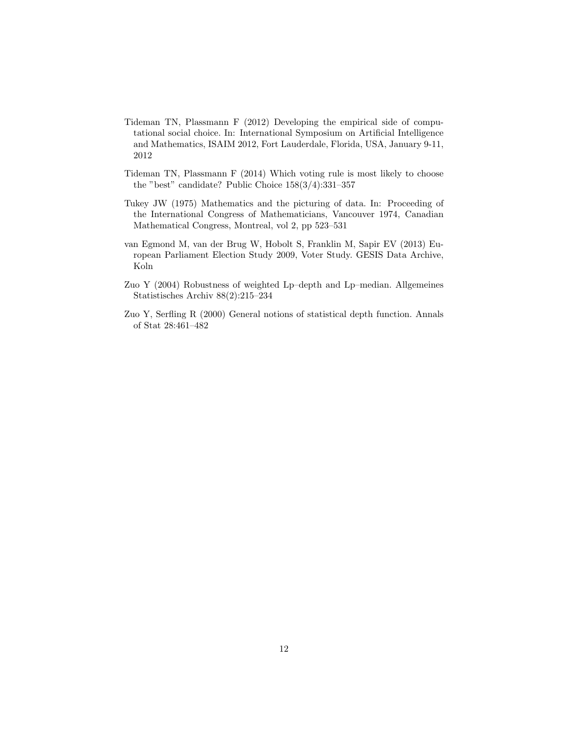Tideman TN, Plassmann F (2012) Developing the empirical side of computational social choice. In: International Symposium on Artificial Intelligence and Mathematics, ISAIM 2012, Fort Lauderdale, Florida, USA, January 9-11, 2012

Tideman TN, Plassmann F (2014) Which voting rule is most likely to choose the "best" candidate? Public Choice 158(3/4):331–357

Tukey JW (1975) Mathematics and the picturing of data. In: Proceeding of the International Congress of Mathematicians, Vancouver 1974, Canadian Mathematical Congress, Montreal, vol 2, pp 523–531

van Egmond M, van der Brug W, Hobolt S, Franklin M, Sapir EV (2013) European Parliament Election Study 2009, Voter Study. GESIS Data Archive, Koln

Zuo Y (2004) Robustness of weighted Lp–depth and Lp–median. Allgemeines Statistisches Archiv 88(2):215–234

Zuo Y, Serfling R (2000) General notions of statistical depth function. Annals of Stat 28:461–482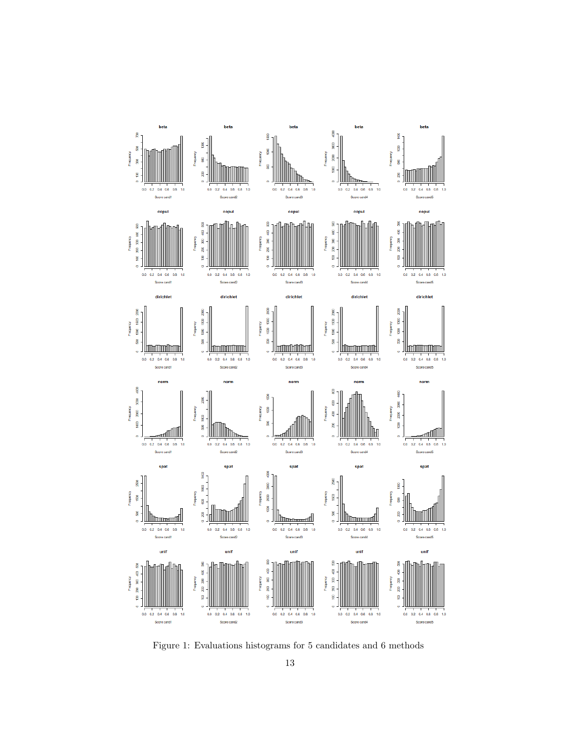Figure 1: Evaluations histograms for 5 candidates and 6 methods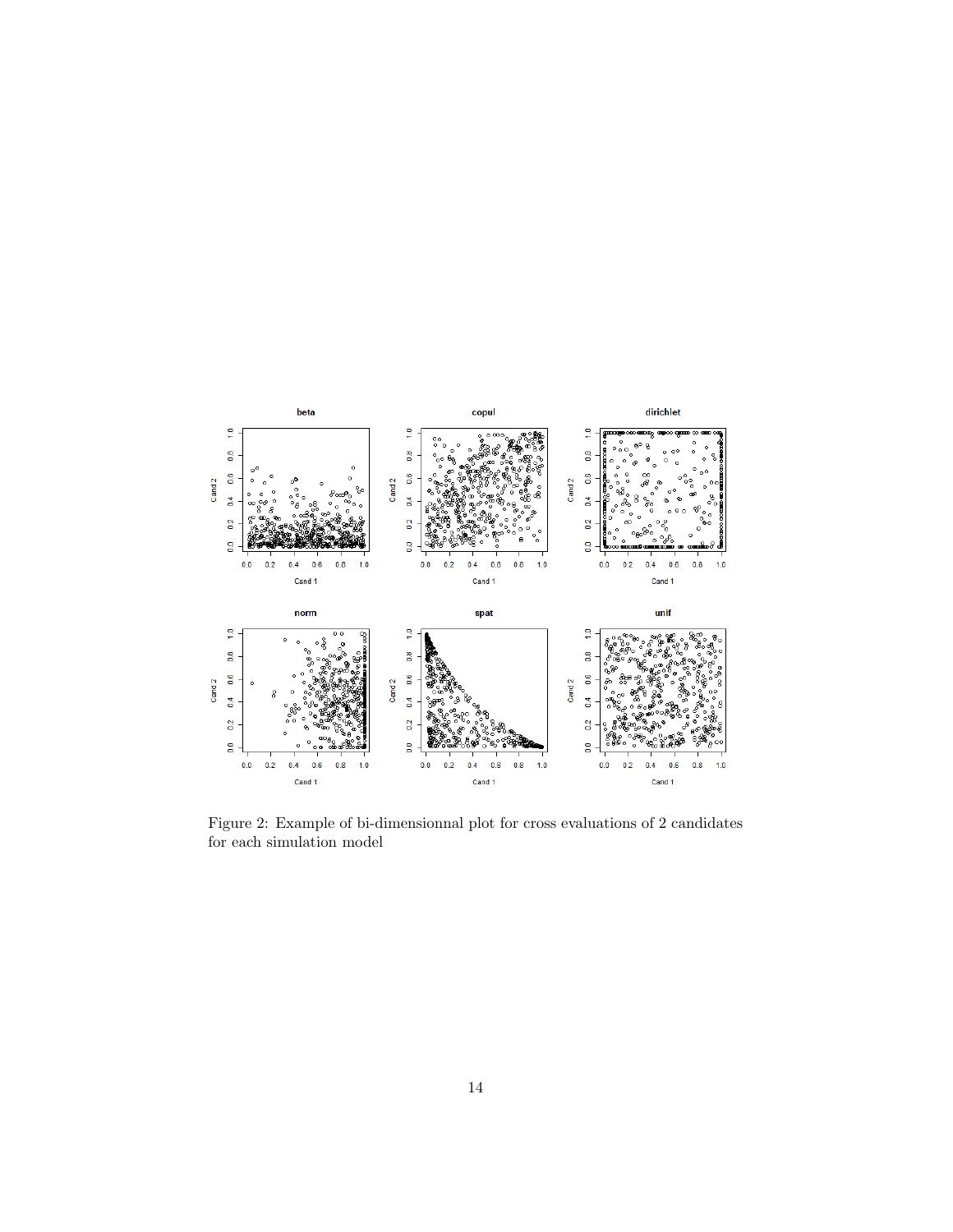Figure 2: Example of bi-dimensionnal plot for cross evaluations of 2 candidates for each simulation model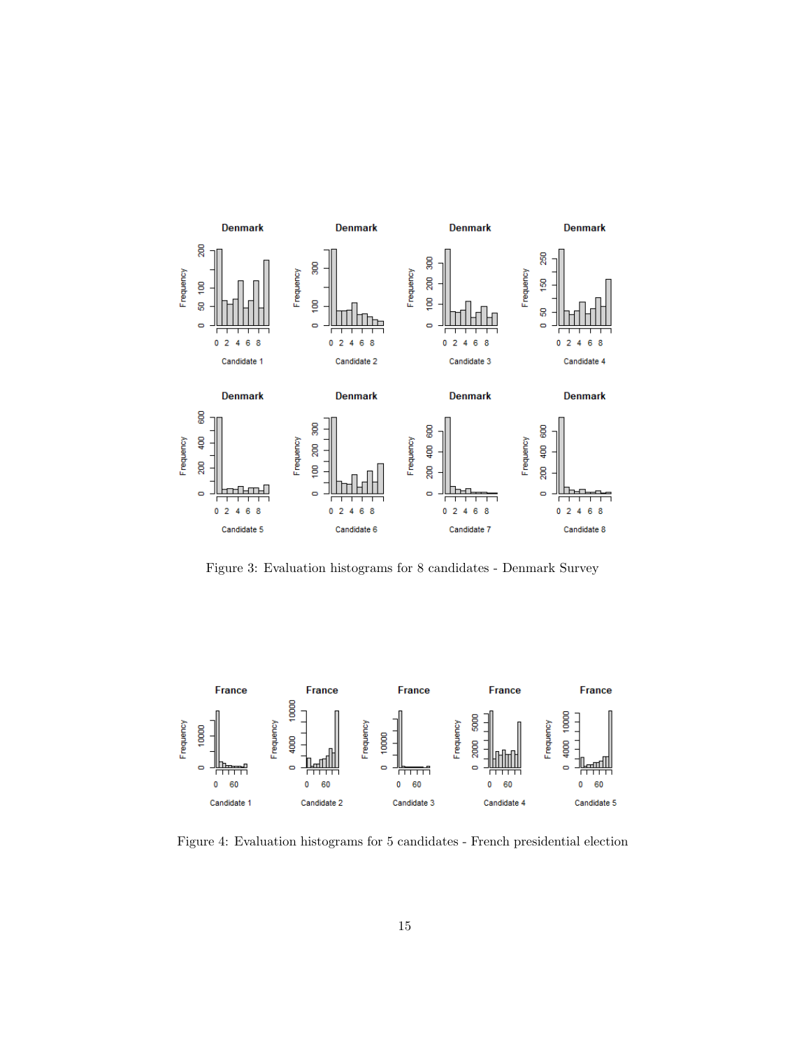Figure 3: Evaluation histograms for 8 candidates - Denmark Survey

Figure 4: Evaluation histograms for 5 candidates - French presidential election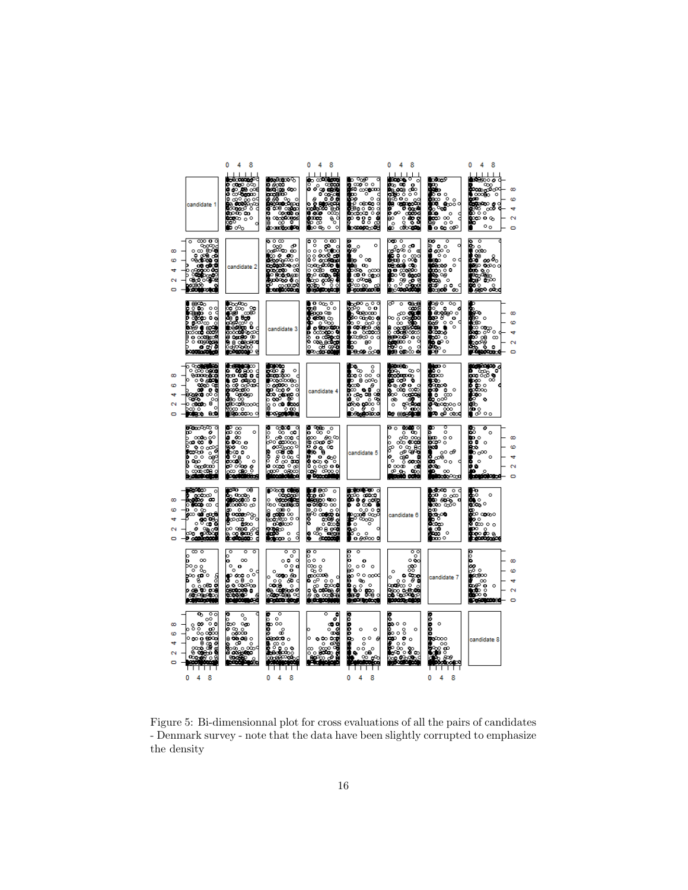Figure 5: Bi-dimensionnal plot for cross evaluations of all the pairs of candidates - Denmark survey - note that the data have been slightly corrupted to emphasize the density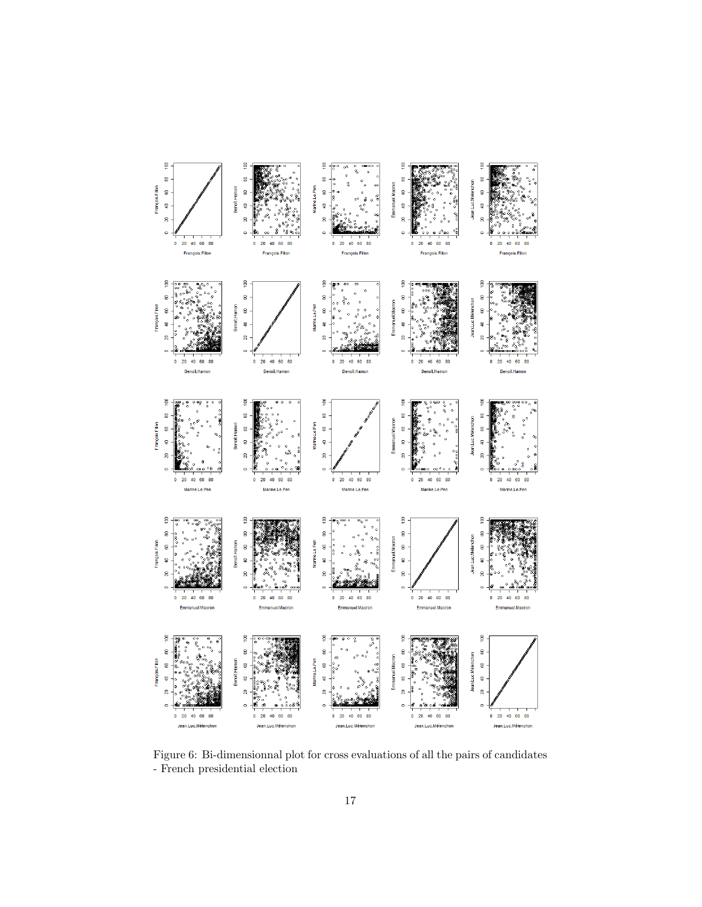Figure 6: Bi-dimensionnal plot for cross evaluations of all the pairs of candidates - French presidential election